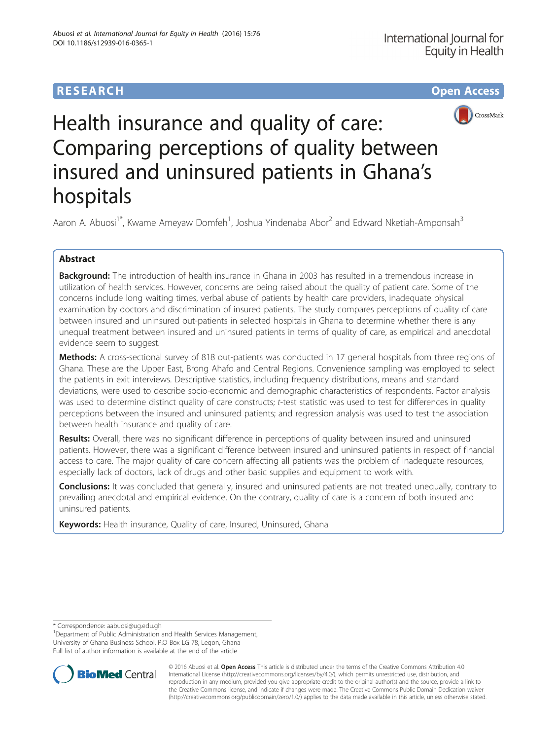RESEARCH Open Access

# Health insurance and quality of care: Comparing perceptions of quality between insured and uninsured patients in Ghana's hospitals

Aaron A. Abuosi[1*], Kwame Ameyaw Domfeh[1], Joshua Yindenaba Abor[2] and Edward Nketiah-Amponsah[3]

## Abstract

**Background:** The introduction of health insurance in Ghana in 2003 has resulted in a tremendous increase in utilization of health services. However, concerns are being raised about the quality of patient care. Some of the concerns include long waiting times, verbal abuse of patients by health care providers, inadequate physical examination by doctors and discrimination of insured patients. The study compares perceptions of quality of care between insured and uninsured out-patients in selected hospitals in Ghana to determine whether there is any unequal treatment between insured and uninsured patients in terms of quality of care, as empirical and anecdotal evidence seem to suggest.

**Methods:** A cross-sectional survey of 818 out-patients was conducted in 17 general hospitals from three regions of Ghana. These are the Upper East, Brong Ahafo and Central Regions. Convenience sampling was employed to select the patients in exit interviews. Descriptive statistics, including frequency distributions, means and standard deviations, were used to describe socio-economic and demographic characteristics of respondents. Factor analysis was used to determine distinct quality of care constructs; *t*-test statistic was used to test for differences in quality perceptions between the insured and uninsured patients; and regression analysis was used to test the association between health insurance and quality of care.

**Results:** Overall, there was no significant difference in perceptions of quality between insured and uninsured patients. However, there was a significant difference between insured and uninsured patients in respect of financial access to care. The major quality of care concern affecting all patients was the problem of inadequate resources, especially lack of doctors, lack of drugs and other basic supplies and equipment to work with.

**Conclusions:** It was concluded that generally, insured and uninsured patients are not treated unequally, contrary to prevailing anecdotal and empirical evidence. On the contrary, quality of care is a concern of both insured and uninsured patients.

**Keywords:** Health insurance, Quality of care, Insured, Uninsured, Ghana

\* Correspondence: aabuosi@ug.edu.gh
[1]Department of Public Administration and Health Services Management, University of Ghana Business School, P.O Box LG 78, Legon, Ghana
Full list of author information is available at the end of the article

© 2016 Abuosi et al. **Open Access** This article is distributed under the terms of the Creative Commons Attribution 4.0 International License (http://creativecommons.org/licenses/by/4.0/), which permits unrestricted use, distribution, and reproduction in any medium, provided you give appropriate credit to the original author(s) and the source, provide a link to the Creative Commons license, and indicate if changes were made. The Creative Commons Public Domain Dedication waiver (http://creativecommons.org/publicdomain/zero/1.0/) applies to the data made available in this article, unless otherwise stated.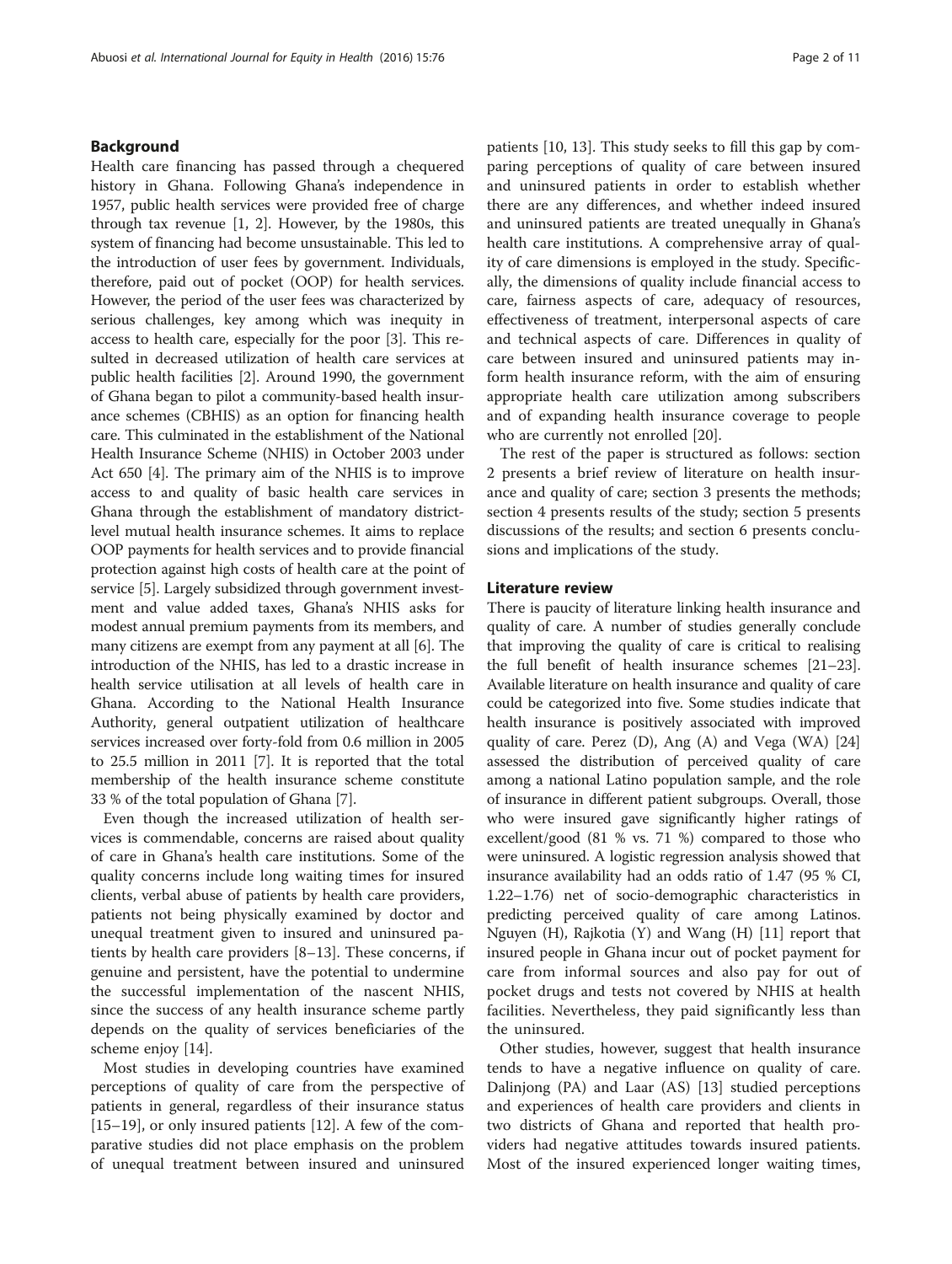## Background

Health care financing has passed through a chequered history in Ghana. Following Ghana's independence in 1957, public health services were provided free of charge through tax revenue [1, 2]. However, by the 1980s, this system of financing had become unsustainable. This led to the introduction of user fees by government. Individuals, therefore, paid out of pocket (OOP) for health services. However, the period of the user fees was characterized by serious challenges, key among which was inequity in access to health care, especially for the poor [3]. This resulted in decreased utilization of health care services at public health facilities [2]. Around 1990, the government of Ghana began to pilot a community-based health insurance schemes (CBHIS) as an option for financing health care. This culminated in the establishment of the National Health Insurance Scheme (NHIS) in October 2003 under Act 650 [4]. The primary aim of the NHIS is to improve access to and quality of basic health care services in Ghana through the establishment of mandatory district-level mutual health insurance schemes. It aims to replace OOP payments for health services and to provide financial protection against high costs of health care at the point of service [5]. Largely subsidized through government investment and value added taxes, Ghana's NHIS asks for modest annual premium payments from its members, and many citizens are exempt from any payment at all [6]. The introduction of the NHIS, has led to a drastic increase in health service utilisation at all levels of health care in Ghana. According to the National Health Insurance Authority, general outpatient utilization of healthcare services increased over forty-fold from 0.6 million in 2005 to 25.5 million in 2011 [7]. It is reported that the total membership of the health insurance scheme constitute 33 % of the total population of Ghana [7].

Even though the increased utilization of health services is commendable, concerns are raised about quality of care in Ghana's health care institutions. Some of the quality concerns include long waiting times for insured clients, verbal abuse of patients by health care providers, patients not being physically examined by doctor and unequal treatment given to insured and uninsured patients by health care providers [8–13]. These concerns, if genuine and persistent, have the potential to undermine the successful implementation of the nascent NHIS, since the success of any health insurance scheme partly depends on the quality of services beneficiaries of the scheme enjoy [14].

Most studies in developing countries have examined perceptions of quality of care from the perspective of patients in general, regardless of their insurance status [15–19], or only insured patients [12]. A few of the comparative studies did not place emphasis on the problem of unequal treatment between insured and uninsured patients [10, 13]. This study seeks to fill this gap by comparing perceptions of quality of care between insured and uninsured patients in order to establish whether there are any differences, and whether indeed insured and uninsured patients are treated unequally in Ghana's health care institutions. A comprehensive array of quality of care dimensions is employed in the study. Specifically, the dimensions of quality include financial access to care, fairness aspects of care, adequacy of resources, effectiveness of treatment, interpersonal aspects of care and technical aspects of care. Differences in quality of care between insured and uninsured patients may inform health insurance reform, with the aim of ensuring appropriate health care utilization among subscribers and of expanding health insurance coverage to people who are currently not enrolled [20].

The rest of the paper is structured as follows: section 2 presents a brief review of literature on health insurance and quality of care; section 3 presents the methods; section 4 presents results of the study; section 5 presents discussions of the results; and section 6 presents conclusions and implications of the study.

## Literature review

There is paucity of literature linking health insurance and quality of care. A number of studies generally conclude that improving the quality of care is critical to realising the full benefit of health insurance schemes [21–23]. Available literature on health insurance and quality of care could be categorized into five. Some studies indicate that health insurance is positively associated with improved quality of care. Perez (D), Ang (A) and Vega (WA) [24] assessed the distribution of perceived quality of care among a national Latino population sample, and the role of insurance in different patient subgroups. Overall, those who were insured gave significantly higher ratings of excellent/good (81 % vs. 71 %) compared to those who were uninsured. A logistic regression analysis showed that insurance availability had an odds ratio of 1.47 (95 % CI, 1.22–1.76) net of socio-demographic characteristics in predicting perceived quality of care among Latinos. Nguyen (H), Rajkotia (Y) and Wang (H) [11] report that insured people in Ghana incur out of pocket payment for care from informal sources and also pay for out of pocket drugs and tests not covered by NHIS at health facilities. Nevertheless, they paid significantly less than the uninsured.

Other studies, however, suggest that health insurance tends to have a negative influence on quality of care. Dalinjong (PA) and Laar (AS) [13] studied perceptions and experiences of health care providers and clients in two districts of Ghana and reported that health providers had negative attitudes towards insured patients. Most of the insured experienced longer waiting times,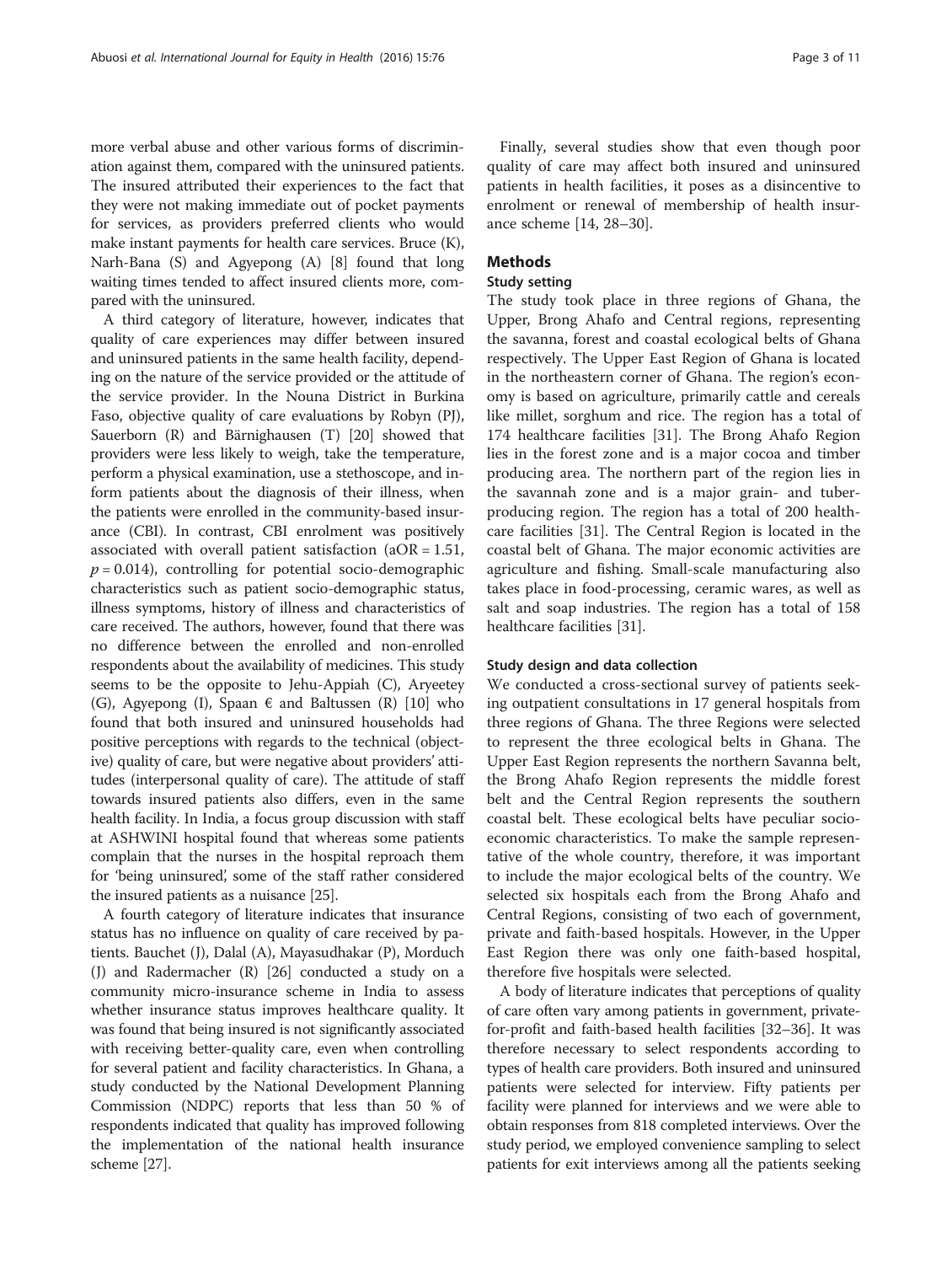more verbal abuse and other various forms of discrimination against them, compared with the uninsured patients. The insured attributed their experiences to the fact that they were not making immediate out of pocket payments for services, as providers preferred clients who would make instant payments for health care services. Bruce (K), Narh-Bana (S) and Agyepong (A) [8] found that long waiting times tended to affect insured clients more, compared with the uninsured.

A third category of literature, however, indicates that quality of care experiences may differ between insured and uninsured patients in the same health facility, depending on the nature of the service provided or the attitude of the service provider. In the Nouna District in Burkina Faso, objective quality of care evaluations by Robyn (PJ), Sauerborn (R) and Bärnighausen (T) [20] showed that providers were less likely to weigh, take the temperature, perform a physical examination, use a stethoscope, and inform patients about the diagnosis of their illness, when the patients were enrolled in the community-based insurance (CBI). In contrast, CBI enrolment was positively associated with overall patient satisfaction (aOR = 1.51, $p = 0.014$), controlling for potential socio-demographic characteristics such as patient socio-demographic status, illness symptoms, history of illness and characteristics of care received. The authors, however, found that there was no difference between the enrolled and non-enrolled respondents about the availability of medicines. This study seems to be the opposite to Jehu-Appiah (C), Aryeetey (G), Agyepong (I), Spaan € and Baltussen (R) [10] who found that both insured and uninsured households had positive perceptions with regards to the technical (objective) quality of care, but were negative about providers' attitudes (interpersonal quality of care). The attitude of staff towards insured patients also differs, even in the same health facility. In India, a focus group discussion with staff at ASHWINI hospital found that whereas some patients complain that the nurses in the hospital reproach them for 'being uninsured', some of the staff rather considered the insured patients as a nuisance [25].

A fourth category of literature indicates that insurance status has no influence on quality of care received by patients. Bauchet (J), Dalal (A), Mayasudhakar (P), Morduch (J) and Radermacher (R) [26] conducted a study on a community micro-insurance scheme in India to assess whether insurance status improves healthcare quality. It was found that being insured is not significantly associated with receiving better-quality care, even when controlling for several patient and facility characteristics. In Ghana, a study conducted by the National Development Planning Commission (NDPC) reports that less than 50 % of respondents indicated that quality has improved following the implementation of the national health insurance scheme [27].

Finally, several studies show that even though poor quality of care may affect both insured and uninsured patients in health facilities, it poses as a disincentive to enrolment or renewal of membership of health insurance scheme [14, 28–30].

## Methods

### Study setting

The study took place in three regions of Ghana, the Upper, Brong Ahafo and Central regions, representing the savanna, forest and coastal ecological belts of Ghana respectively. The Upper East Region of Ghana is located in the northeastern corner of Ghana. The region's economy is based on agriculture, primarily cattle and cereals like millet, sorghum and rice. The region has a total of 174 healthcare facilities [31]. The Brong Ahafo Region lies in the forest zone and is a major cocoa and timber producing area. The northern part of the region lies in the savannah zone and is a major grain- and tuber-producing region. The region has a total of 200 healthcare facilities [31]. The Central Region is located in the coastal belt of Ghana. The major economic activities are agriculture and fishing. Small-scale manufacturing also takes place in food-processing, ceramic wares, as well as salt and soap industries. The region has a total of 158 healthcare facilities [31].

### Study design and data collection

We conducted a cross-sectional survey of patients seeking outpatient consultations in 17 general hospitals from three regions of Ghana. The three Regions were selected to represent the three ecological belts in Ghana. The Upper East Region represents the northern Savanna belt, the Brong Ahafo Region represents the middle forest belt and the Central Region represents the southern coastal belt. These ecological belts have peculiar socio-economic characteristics. To make the sample representative of the whole country, therefore, it was important to include the major ecological belts of the country. We selected six hospitals each from the Brong Ahafo and Central Regions, consisting of two each of government, private and faith-based hospitals. However, in the Upper East Region there was only one faith-based hospital, therefore five hospitals were selected.

A body of literature indicates that perceptions of quality of care often vary among patients in government, private-for-profit and faith-based health facilities [32–36]. It was therefore necessary to select respondents according to types of health care providers. Both insured and uninsured patients were selected for interview. Fifty patients per facility were planned for interviews and we were able to obtain responses from 818 completed interviews. Over the study period, we employed convenience sampling to select patients for exit interviews among all the patients seeking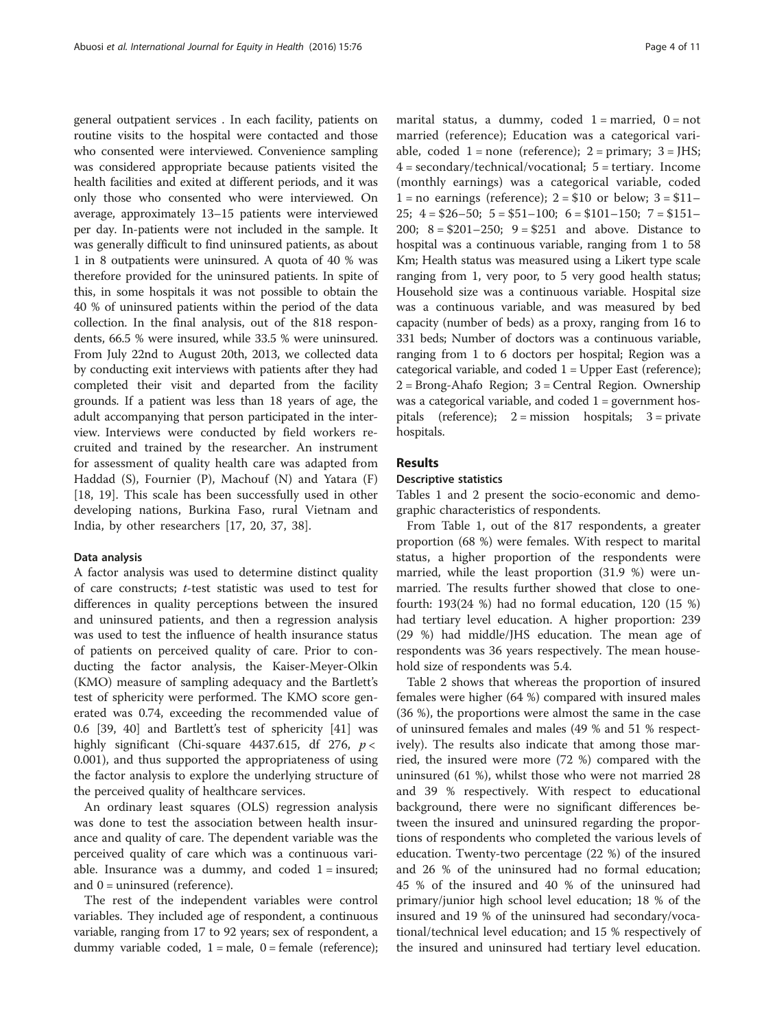general outpatient services . In each facility, patients on routine visits to the hospital were contacted and those who consented were interviewed. Convenience sampling was considered appropriate because patients visited the health facilities and exited at different periods, and it was only those who consented who were interviewed. On average, approximately 13–15 patients were interviewed per day. In-patients were not included in the sample. It was generally difficult to find uninsured patients, as about 1 in 8 outpatients were uninsured. A quota of 40 % was therefore provided for the uninsured patients. In spite of this, in some hospitals it was not possible to obtain the 40 % of uninsured patients within the period of the data collection. In the final analysis, out of the 818 respondents, 66.5 % were insured, while 33.5 % were uninsured. From July 22nd to August 20th, 2013, we collected data by conducting exit interviews with patients after they had completed their visit and departed from the facility grounds. If a patient was less than 18 years of age, the adult accompanying that person participated in the interview. Interviews were conducted by field workers recruited and trained by the researcher. An instrument for assessment of quality health care was adapted from Haddad (S), Fournier (P), Machouf (N) and Yatara (F) [18, 19]. This scale has been successfully used in other developing nations, Burkina Faso, rural Vietnam and India, by other researchers [17, 20, 37, 38].

#### Data analysis

A factor analysis was used to determine distinct quality of care constructs; *t*-test statistic was used to test for differences in quality perceptions between the insured and uninsured patients, and then a regression analysis was used to test the influence of health insurance status of patients on perceived quality of care. Prior to conducting the factor analysis, the Kaiser-Meyer-Olkin (KMO) measure of sampling adequacy and the Bartlett's test of sphericity were performed. The KMO score generated was 0.74, exceeding the recommended value of 0.6 [39, 40] and Bartlett's test of sphericity [41] was highly significant (Chi-square 4437.615, df 276, $p < 0.001$), and thus supported the appropriateness of using the factor analysis to explore the underlying structure of the perceived quality of healthcare services.

An ordinary least squares (OLS) regression analysis was done to test the association between health insurance and quality of care. The dependent variable was the perceived quality of care which was a continuous variable. Insurance was a dummy, and coded 1 = insured; and 0 = uninsured (reference).

The rest of the independent variables were control variables. They included age of respondent, a continuous variable, ranging from 17 to 92 years; sex of respondent, a dummy variable coded, 1 = male, 0 = female (reference); marital status, a dummy, coded 1 = married, 0 = not married (reference); Education was a categorical variable, coded 1 = none (reference); 2 = primary; 3 = JHS; 4 = secondary/technical/vocational; 5 = tertiary. Income (monthly earnings) was a categorical variable, coded 1 = no earnings (reference); 2 = $10 or below; 3 = $11–25; 4 = $26–50; 5 = $51–100; 6 = $101–150; 7 = $151–200; 8 = $201–250; 9 = $251 and above. Distance to hospital was a continuous variable, ranging from 1 to 58 Km; Health status was measured using a Likert type scale ranging from 1, very poor, to 5 very good health status; Household size was a continuous variable. Hospital size was a continuous variable, and was measured by bed capacity (number of beds) as a proxy, ranging from 16 to 331 beds; Number of doctors was a continuous variable, ranging from 1 to 6 doctors per hospital; Region was a categorical variable, and coded 1 = Upper East (reference); 2 = Brong-Ahafo Region; 3 = Central Region. Ownership was a categorical variable, and coded 1 = government hospitals (reference); 2 = mission hospitals; 3 = private hospitals.

## Results

#### Descriptive statistics

Tables 1 and 2 present the socio-economic and demographic characteristics of respondents.

From Table 1, out of the 817 respondents, a greater proportion (68 %) were females. With respect to marital status, a higher proportion of the respondents were married, while the least proportion (31.9 %) were unmarried. The results further showed that close to one-fourth: 193(24 %) had no formal education, 120 (15 %) had tertiary level education. A higher proportion: 239 (29 %) had middle/JHS education. The mean age of respondents was 36 years respectively. The mean household size of respondents was 5.4.

Table 2 shows that whereas the proportion of insured females were higher (64 %) compared with insured males (36 %), the proportions were almost the same in the case of uninsured females and males (49 % and 51 % respectively). The results also indicate that among those married, the insured were more (72 %) compared with the uninsured (61 %), whilst those who were not married 28 and 39 % respectively. With respect to educational background, there were no significant differences between the insured and uninsured regarding the proportions of respondents who completed the various levels of education. Twenty-two percentage (22 %) of the insured and 26 % of the uninsured had no formal education; 45 % of the insured and 40 % of the uninsured had primary/junior high school level education; 18 % of the insured and 19 % of the uninsured had secondary/vocational/technical level education; and 15 % respectively of the insured and uninsured had tertiary level education.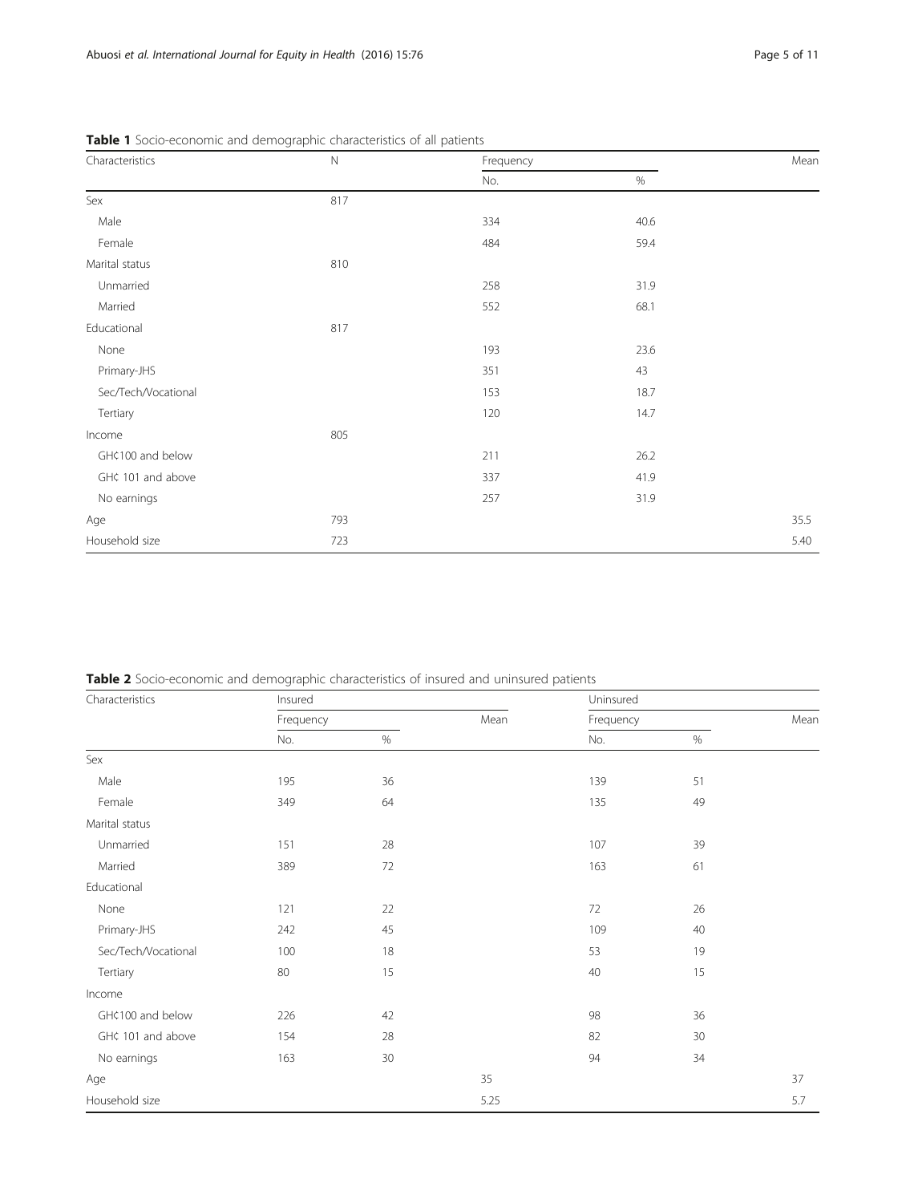**Table 1** Socio-economic and demographic characteristics of all patients

| Characteristics | N | Frequency | | Mean |
|---|---|---|---|---|
| | | No. | % | |
| Sex | 817 | | | |
| Male | | 334 | 40.6 | |
| Female | | 484 | 59.4 | |
| Marital status | 810 | | | |
| Unmarried | | 258 | 31.9 | |
| Married | | 552 | 68.1 | |
| Educational | 817 | | | |
| None | | 193 | 23.6 | |
| Primary-JHS | | 351 | 43 | |
| Sec/Tech/Vocational | | 153 | 18.7 | |
| Tertiary | | 120 | 14.7 | |
| Income | 805 | | | |
| GH¢100 and below | | 211 | 26.2 | |
| GH¢ 101 and above | | 337 | 41.9 | |
| No earnings | | 257 | 31.9 | |
| Age | 793 | | | 35.5 |
| Household size | 723 | | | 5.40 |

**Table 2** Socio-economic and demographic characteristics of insured and uninsured patients

| Characteristics | Insured | | | Uninsured | | |
|---|---|---|---|---|---|---|
| | Frequency | | Mean | Frequency | | Mean |
| | No. | % | | No. | % | |
| Sex | | | | | | |
| Male | 195 | 36 | | 139 | 51 | |
| Female | 349 | 64 | | 135 | 49 | |
| Marital status | | | | | | |
| Unmarried | 151 | 28 | | 107 | 39 | |
| Married | 389 | 72 | | 163 | 61 | |
| Educational | | | | | | |
| None | 121 | 22 | | 72 | 26 | |
| Primary-JHS | 242 | 45 | | 109 | 40 | |
| Sec/Tech/Vocational | 100 | 18 | | 53 | 19 | |
| Tertiary | 80 | 15 | | 40 | 15 | |
| Income | | | | | | |
| GH¢100 and below | 226 | 42 | | 98 | 36 | |
| GH¢ 101 and above | 154 | 28 | | 82 | 30 | |
| No earnings | 163 | 30 | | 94 | 34 | |
| Age | | | 35 | | | 37 |
| Household size | | | 5.25 | | | 5.7 |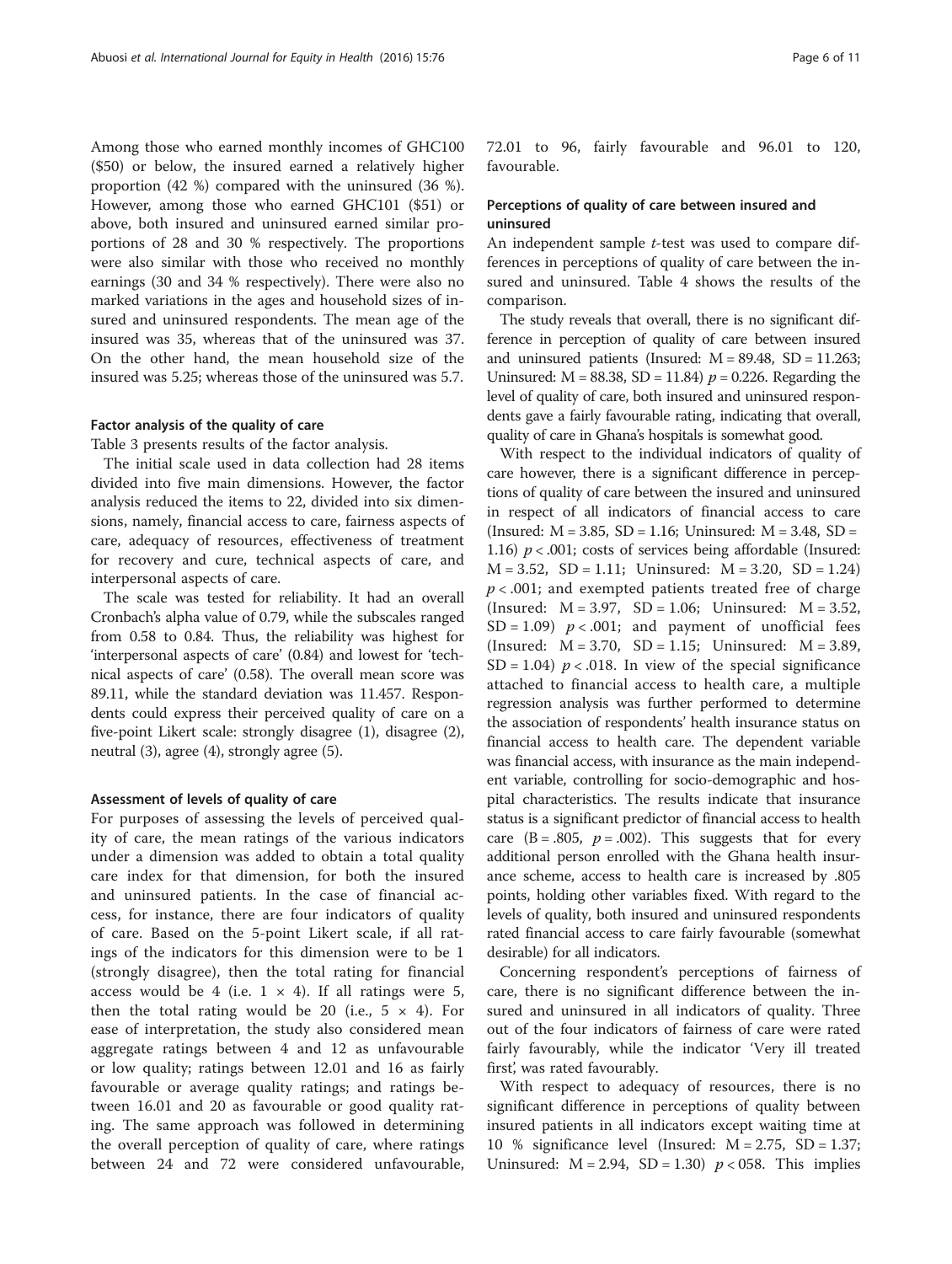Among those who earned monthly incomes of GHC100 ($50) or below, the insured earned a relatively higher proportion (42 %) compared with the uninsured (36 %). However, among those who earned GHC101 ($51) or above, both insured and uninsured earned similar proportions of 28 and 30 % respectively. The proportions were also similar with those who received no monthly earnings (30 and 34 % respectively). There were also no marked variations in the ages and household sizes of insured and uninsured respondents. The mean age of the insured was 35, whereas that of the uninsured was 37. On the other hand, the mean household size of the insured was 5.25; whereas those of the uninsured was 5.7.

### Factor analysis of the quality of care

Table 3 presents results of the factor analysis.

The initial scale used in data collection had 28 items divided into five main dimensions. However, the factor analysis reduced the items to 22, divided into six dimensions, namely, financial access to care, fairness aspects of care, adequacy of resources, effectiveness of treatment for recovery and cure, technical aspects of care, and interpersonal aspects of care.

The scale was tested for reliability. It had an overall Cronbach's alpha value of 0.79, while the subscales ranged from 0.58 to 0.84. Thus, the reliability was highest for 'interpersonal aspects of care' (0.84) and lowest for 'technical aspects of care' (0.58). The overall mean score was 89.11, while the standard deviation was 11.457. Respondents could express their perceived quality of care on a five-point Likert scale: strongly disagree (1), disagree (2), neutral (3), agree (4), strongly agree (5).

### Assessment of levels of quality of care

For purposes of assessing the levels of perceived quality of care, the mean ratings of the various indicators under a dimension was added to obtain a total quality care index for that dimension, for both the insured and uninsured patients. In the case of financial access, for instance, there are four indicators of quality of care. Based on the 5-point Likert scale, if all ratings of the indicators for this dimension were to be 1 (strongly disagree), then the total rating for financial access would be 4 (i.e. $1 \times 4$). If all ratings were 5, then the total rating would be 20 (i.e., $5 \times 4$). For ease of interpretation, the study also considered mean aggregate ratings between 4 and 12 as unfavourable or low quality; ratings between 12.01 and 16 as fairly favourable or average quality ratings; and ratings between 16.01 and 20 as favourable or good quality rating. The same approach was followed in determining the overall perception of quality of care, where ratings between 24 and 72 were considered unfavourable, 72.01 to 96, fairly favourable and 96.01 to 120, favourable.

### Perceptions of quality of care between insured and uninsured

An independent sample *t*-test was used to compare differences in perceptions of quality of care between the insured and uninsured. Table 4 shows the results of the comparison.

The study reveals that overall, there is no significant difference in perception of quality of care between insured and uninsured patients (Insured: M = 89.48, SD = 11.263; Uninsured: M = 88.38, SD = 11.84) $p = 0.226$. Regarding the level of quality of care, both insured and uninsured respondents gave a fairly favourable rating, indicating that overall, quality of care in Ghana's hospitals is somewhat good.

With respect to the individual indicators of quality of care however, there is a significant difference in perceptions of quality of care between the insured and uninsured in respect of all indicators of financial access to care (Insured: M = 3.85, SD = 1.16; Uninsured: M = 3.48, SD = 1.16) $p < .001$; costs of services being affordable (Insured: M = 3.52, SD = 1.11; Uninsured: M = 3.20, SD = 1.24) $p < .001$; and exempted patients treated free of charge (Insured: M = 3.97, SD = 1.06; Uninsured: M = 3.52, SD = 1.09) $p < .001$; and payment of unofficial fees (Insured: M = 3.70, SD = 1.15; Uninsured: M = 3.89, SD = 1.04) $p < .018$. In view of the special significance attached to financial access to health care, a multiple regression analysis was further performed to determine the association of respondents' health insurance status on financial access to health care. The dependent variable was financial access, with insurance as the main independent variable, controlling for socio-demographic and hospital characteristics. The results indicate that insurance status is a significant predictor of financial access to health care (B = .805, $p = .002$). This suggests that for every additional person enrolled with the Ghana health insurance scheme, access to health care is increased by .805 points, holding other variables fixed. With regard to the levels of quality, both insured and uninsured respondents rated financial access to care fairly favourable (somewhat desirable) for all indicators.

Concerning respondent's perceptions of fairness of care, there is no significant difference between the insured and uninsured in all indicators of quality. Three out of the four indicators of fairness of care were rated fairly favourably, while the indicator 'Very ill treated first', was rated favourably.

With respect to adequacy of resources, there is no significant difference in perceptions of quality between insured patients in all indicators except waiting time at 10 % significance level (Insured: M = 2.75, SD = 1.37; Uninsured: M = 2.94, SD = 1.30) $p < 058$. This implies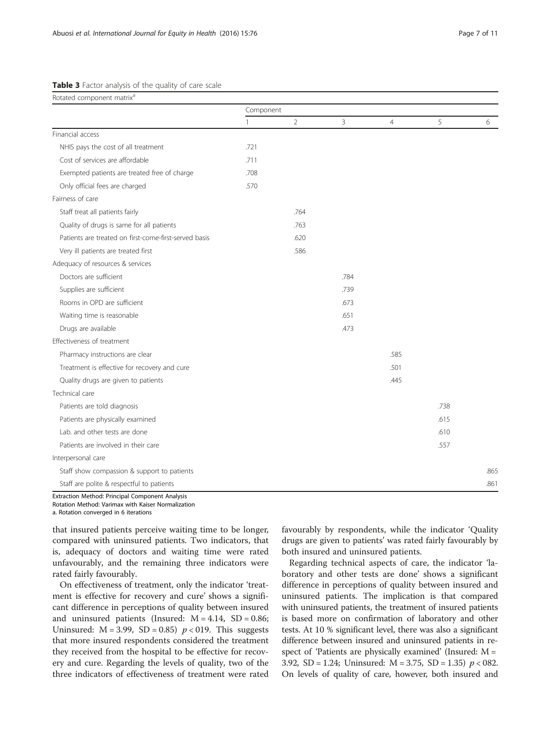**Table 3** Factor analysis of the quality of care scale

| Rotated component matrix[a] | | | | | | |
|---|---|---|---|---|---|---|
| | Component | | | | | |
| | 1 | 2 | 3 | 4 | 5 | 6 |
| Financial access | | | | | | |
| NHIS pays the cost of all treatment | .721 | | | | | |
| Cost of services are affordable | .711 | | | | | |
| Exempted patients are treated free of charge | .708 | | | | | |
| Only official fees are charged | .570 | | | | | |
| Fairness of care | | | | | | |
| Staff treat all patients fairly | | .764 | | | | |
| Quality of drugs is same for all patients | | .763 | | | | |
| Patients are treated on first-come-first-served basis | | .620 | | | | |
| Very ill patients are treated first | | .586 | | | | |
| Adequacy of resources & services | | | | | | |
| Doctors are sufficient | | | .784 | | | |
| Supplies are sufficient | | | .739 | | | |
| Rooms in OPD are sufficient | | | .673 | | | |
| Waiting time is reasonable | | | .651 | | | |
| Drugs are available | | | .473 | | | |
| Effectiveness of treatment | | | | | | |
| Pharmacy instructions are clear | | | | .585 | | |
| Treatment is effective for recovery and cure | | | | .501 | | |
| Quality drugs are given to patients | | | | .445 | | |
| Technical care | | | | | | |
| Patients are told diagnosis | | | | | .738 | |
| Patients are physically examined | | | | | .615 | |
| Lab. and other tests are done | | | | | .610 | |
| Patients are involved in their care | | | | | .557 | |
| Interpersonal care | | | | | | |
| Staff show compassion & support to patients | | | | | | .865 |
| Staff are polite & respectful to patients | | | | | | .861 |

Extraction Method: Principal Component Analysis
Rotation Method: Varimax with Kaiser Normalization
a. Rotation converged in 6 iterations

that insured patients perceive waiting time to be longer, compared with uninsured patients. Two indicators, that is, adequacy of doctors and waiting time were rated unfavourably, and the remaining three indicators were rated fairly favourably.

On effectiveness of treatment, only the indicator 'treatment is effective for recovery and cure' shows a significant difference in perceptions of quality between insured and uninsured patients (Insured: M = 4.14, SD = 0.86; Uninsured: M = 3.99, SD = 0.85) $p < 019$. This suggests that more insured respondents considered the treatment they received from the hospital to be effective for recovery and cure. Regarding the levels of quality, two of the three indicators of effectiveness of treatment were rated favourably by respondents, while the indicator 'Quality drugs are given to patients' was rated fairly favourably by both insured and uninsured patients.

Regarding technical aspects of care, the indicator 'laboratory and other tests are done' shows a significant difference in perceptions of quality between insured and uninsured patients. The implication is that compared with uninsured patients, the treatment of insured patients is based more on confirmation of laboratory and other tests. At 10 % significant level, there was also a significant difference between insured and uninsured patients in respect of 'Patients are physically examined' (Insured: M = 3.92, SD = 1.24; Uninsured: M = 3.75, SD = 1.35) $p < 082$. On levels of quality of care, however, both insured and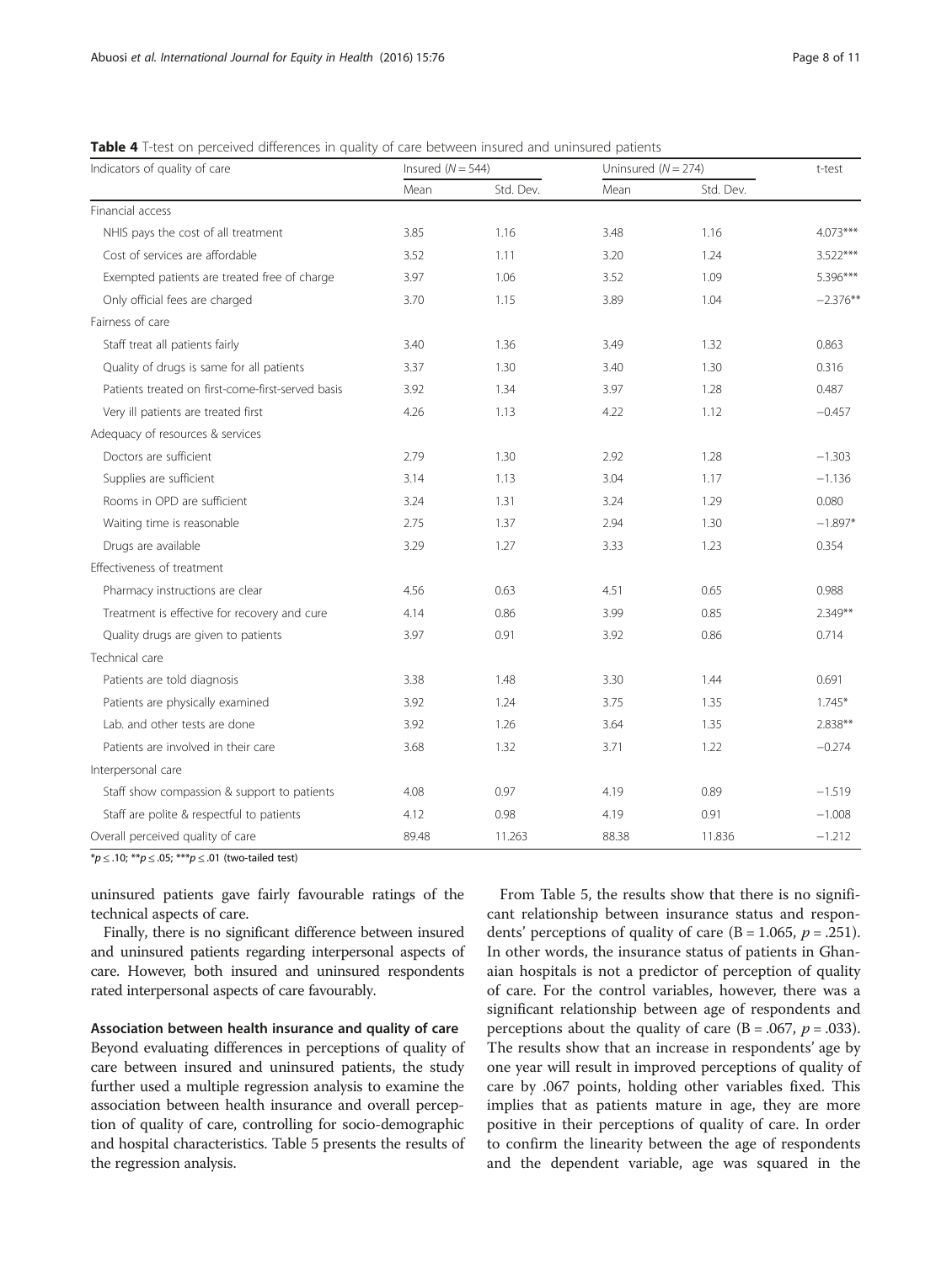**Table 4** T-test on perceived differences in quality of care between insured and uninsured patients

| Indicators of quality of care | Insured ($N = 544$) | | Uninsured ($N = 274$) | | t-test |
|---|---|---|---|---|---|
| | Mean | Std. Dev. | Mean | Std. Dev. | |
| Financial access | | | | | |
| NHIS pays the cost of all treatment | 3.85 | 1.16 | 3.48 | 1.16 | 4.073*** |
| Cost of services are affordable | 3.52 | 1.11 | 3.20 | 1.24 | 3.522*** |
| Exempted patients are treated free of charge | 3.97 | 1.06 | 3.52 | 1.09 | 5.396*** |
| Only official fees are charged | 3.70 | 1.15 | 3.89 | 1.04 | −2.376** |
| Fairness of care | | | | | |
| Staff treat all patients fairly | 3.40 | 1.36 | 3.49 | 1.32 | 0.863 |
| Quality of drugs is same for all patients | 3.37 | 1.30 | 3.40 | 1.30 | 0.316 |
| Patients treated on first-come-first-served basis | 3.92 | 1.34 | 3.97 | 1.28 | 0.487 |
| Very ill patients are treated first | 4.26 | 1.13 | 4.22 | 1.12 | −0.457 |
| Adequacy of resources & services | | | | | |
| Doctors are sufficient | 2.79 | 1.30 | 2.92 | 1.28 | −1.303 |
| Supplies are sufficient | 3.14 | 1.13 | 3.04 | 1.17 | −1.136 |
| Rooms in OPD are sufficient | 3.24 | 1.31 | 3.24 | 1.29 | 0.080 |
| Waiting time is reasonable | 2.75 | 1.37 | 2.94 | 1.30 | −1.897* |
| Drugs are available | 3.29 | 1.27 | 3.33 | 1.23 | 0.354 |
| Effectiveness of treatment | | | | | |
| Pharmacy instructions are clear | 4.56 | 0.63 | 4.51 | 0.65 | 0.988 |
| Treatment is effective for recovery and cure | 4.14 | 0.86 | 3.99 | 0.85 | 2.349** |
| Quality drugs are given to patients | 3.97 | 0.91 | 3.92 | 0.86 | 0.714 |
| Technical care | | | | | |
| Patients are told diagnosis | 3.38 | 1.48 | 3.30 | 1.44 | 0.691 |
| Patients are physically examined | 3.92 | 1.24 | 3.75 | 1.35 | 1.745* |
| Lab. and other tests are done | 3.92 | 1.26 | 3.64 | 1.35 | 2.838** |
| Patients are involved in their care | 3.68 | 1.32 | 3.71 | 1.22 | −0.274 |
| Interpersonal care | | | | | |
| Staff show compassion & support to patients | 4.08 | 0.97 | 4.19 | 0.89 | −1.519 |
| Staff are polite & respectful to patients | 4.12 | 0.98 | 4.19 | 0.91 | −1.008 |
| Overall perceived quality of care | 89.48 | 11.263 | 88.38 | 11.836 | −1.212 |

*$p \leq .10$; **$p \leq .05$; ***$p \leq .01$ (two-tailed test)

uninsured patients gave fairly favourable ratings of the technical aspects of care.

Finally, there is no significant difference between insured and uninsured patients regarding interpersonal aspects of care. However, both insured and uninsured respondents rated interpersonal aspects of care favourably.

### Association between health insurance and quality of care

Beyond evaluating differences in perceptions of quality of care between insured and uninsured patients, the study further used a multiple regression analysis to examine the association between health insurance and overall perception of quality of care, controlling for socio-demographic and hospital characteristics. Table 5 presents the results of the regression analysis.

From Table 5, the results show that there is no significant relationship between insurance status and respondents' perceptions of quality of care ($B = 1.065$, $p = .251$). In other words, the insurance status of patients in Ghanaian hospitals is not a predictor of perception of quality of care. For the control variables, however, there was a significant relationship between age of respondents and perceptions about the quality of care ($B = .067$, $p = .033$). The results show that an increase in respondents' age by one year will result in improved perceptions of quality of care by .067 points, holding other variables fixed. This implies that as patients mature in age, they are more positive in their perceptions of quality of care. In order to confirm the linearity between the age of respondents and the dependent variable, age was squared in the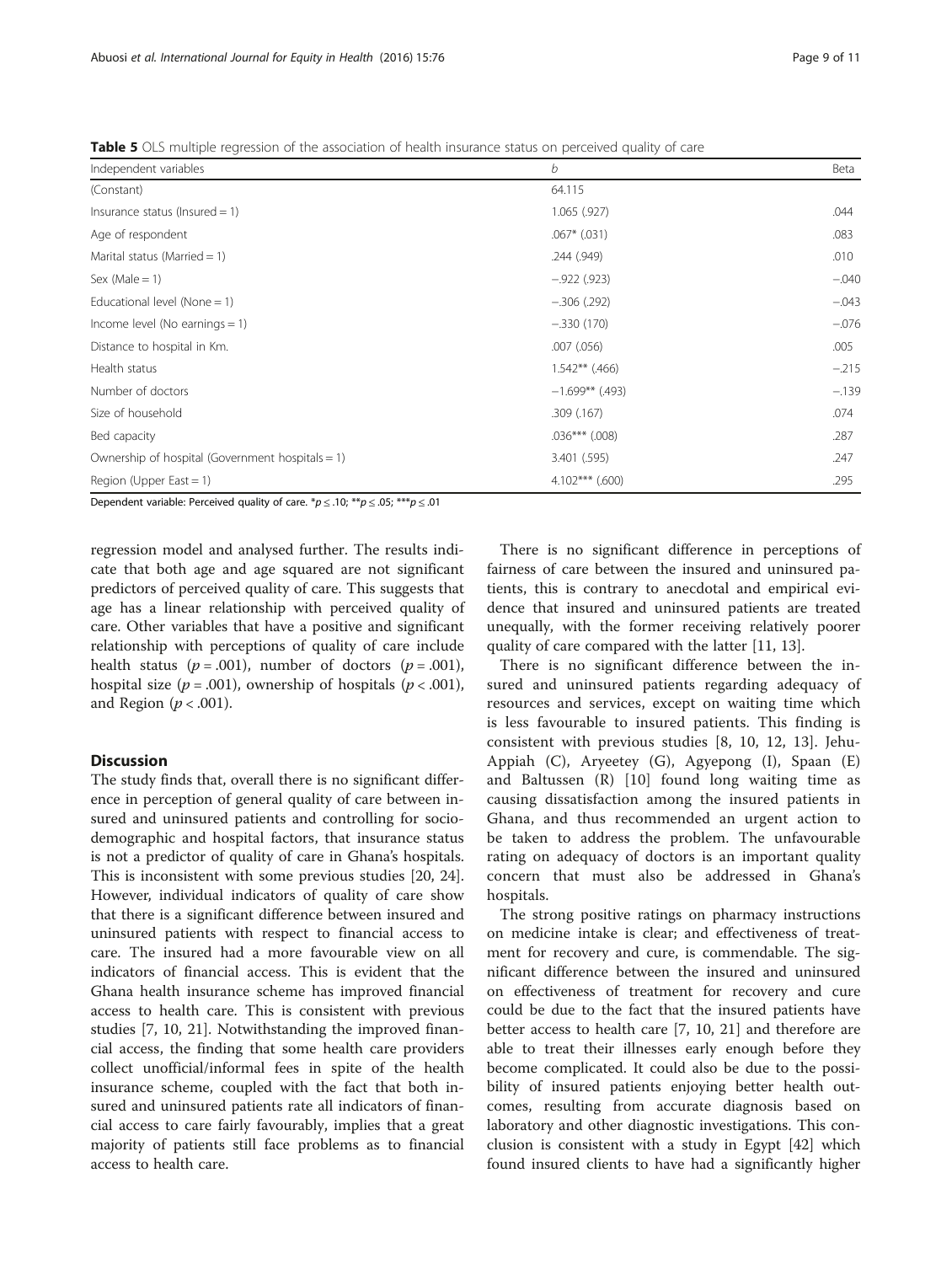**Table 5** OLS multiple regression of the association of health insurance status on perceived quality of care

| Independent variables | b | Beta |
|---|---|---|
| (Constant) | 64.115 | |
| Insurance status (Insured = 1) | 1.065 (.927) | .044 |
| Age of respondent | .067* (.031) | .083 |
| Marital status (Married = 1) | .244 (.949) | .010 |
| Sex (Male = 1) | −.922 (.923) | −.040 |
| Educational level (None = 1) | −.306 (.292) | −.043 |
| Income level (No earnings = 1) | −.330 (170) | −.076 |
| Distance to hospital in Km. | .007 (.056) | .005 |
| Health status | 1.542** (.466) | −.215 |
| Number of doctors | −1.699** (.493) | −.139 |
| Size of household | .309 (.167) | .074 |
| Bed capacity | .036*** (.008) | .287 |
| Ownership of hospital (Government hospitals = 1) | 3.401 (.595) | .247 |
| Region (Upper East = 1) | 4.102*** (.600) | .295 |

Dependent variable: Perceived quality of care. *$p \leq .10$; **$p \leq .05$; ***$p \leq .01$

regression model and analysed further. The results indicate that both age and age squared are not significant predictors of perceived quality of care. This suggests that age has a linear relationship with perceived quality of care. Other variables that have a positive and significant relationship with perceptions of quality of care include health status ($p = .001$), number of doctors ($p = .001$), hospital size ($p = .001$), ownership of hospitals ($p < .001$), and Region ($p < .001$).

## Discussion

The study finds that, overall there is no significant difference in perception of general quality of care between insured and uninsured patients and controlling for socio-demographic and hospital factors, that insurance status is not a predictor of quality of care in Ghana's hospitals. This is inconsistent with some previous studies [20, 24]. However, individual indicators of quality of care show that there is a significant difference between insured and uninsured patients with respect to financial access to care. The insured had a more favourable view on all indicators of financial access. This is evident that the Ghana health insurance scheme has improved financial access to health care. This is consistent with previous studies [7, 10, 21]. Notwithstanding the improved financial access, the finding that some health care providers collect unofficial/informal fees in spite of the health insurance scheme, coupled with the fact that both insured and uninsured patients rate all indicators of financial access to care fairly favourably, implies that a great majority of patients still face problems as to financial access to health care.

There is no significant difference in perceptions of fairness of care between the insured and uninsured patients, this is contrary to anecdotal and empirical evidence that insured and uninsured patients are treated unequally, with the former receiving relatively poorer quality of care compared with the latter [11, 13].

There is no significant difference between the insured and uninsured patients regarding adequacy of resources and services, except on waiting time which is less favourable to insured patients. This finding is consistent with previous studies [8, 10, 12, 13]. Jehu-Appiah (C), Aryeetey (G), Agyepong (I), Spaan (E) and Baltussen (R) [10] found long waiting time as causing dissatisfaction among the insured patients in Ghana, and thus recommended an urgent action to be taken to address the problem. The unfavourable rating on adequacy of doctors is an important quality concern that must also be addressed in Ghana's hospitals.

The strong positive ratings on pharmacy instructions on medicine intake is clear; and effectiveness of treatment for recovery and cure, is commendable. The significant difference between the insured and uninsured on effectiveness of treatment for recovery and cure could be due to the fact that the insured patients have better access to health care [7, 10, 21] and therefore are able to treat their illnesses early enough before they become complicated. It could also be due to the possibility of insured patients enjoying better health outcomes, resulting from accurate diagnosis based on laboratory and other diagnostic investigations. This conclusion is consistent with a study in Egypt [42] which found insured clients to have had a significantly higher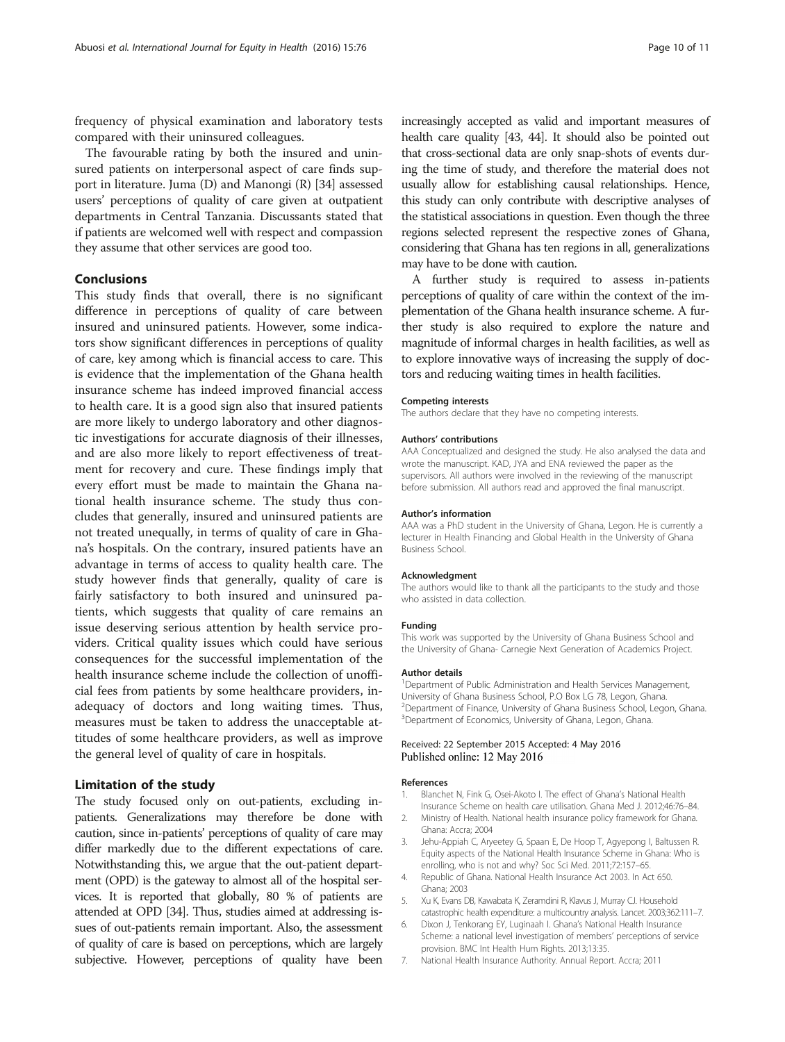frequency of physical examination and laboratory tests compared with their uninsured colleagues.

The favourable rating by both the insured and uninsured patients on interpersonal aspect of care finds support in literature. Juma (D) and Manongi (R) [34] assessed users' perceptions of quality of care given at outpatient departments in Central Tanzania. Discussants stated that if patients are welcomed well with respect and compassion they assume that other services are good too.

## Conclusions

This study finds that overall, there is no significant difference in perceptions of quality of care between insured and uninsured patients. However, some indicators show significant differences in perceptions of quality of care, key among which is financial access to care. This is evidence that the implementation of the Ghana health insurance scheme has indeed improved financial access to health care. It is a good sign also that insured patients are more likely to undergo laboratory and other diagnostic investigations for accurate diagnosis of their illnesses, and are also more likely to report effectiveness of treatment for recovery and cure. These findings imply that every effort must be made to maintain the Ghana national health insurance scheme. The study thus concludes that generally, insured and uninsured patients are not treated unequally, in terms of quality of care in Ghana's hospitals. On the contrary, insured patients have an advantage in terms of access to quality health care. The study however finds that generally, quality of care is fairly satisfactory to both insured and uninsured patients, which suggests that quality of care remains an issue deserving serious attention by health service providers. Critical quality issues which could have serious consequences for the successful implementation of the health insurance scheme include the collection of unofficial fees from patients by some healthcare providers, inadequacy of doctors and long waiting times. Thus, measures must be taken to address the unacceptable attitudes of some healthcare providers, as well as improve the general level of quality of care in hospitals.

## Limitation of the study

The study focused only on out-patients, excluding in-patients. Generalizations may therefore be done with caution, since in-patients' perceptions of quality of care may differ markedly due to the different expectations of care. Notwithstanding this, we argue that the out-patient department (OPD) is the gateway to almost all of the hospital services. It is reported that globally, 80 % of patients are attended at OPD [34]. Thus, studies aimed at addressing issues of out-patients remain important. Also, the assessment of quality of care is based on perceptions, which are largely subjective. However, perceptions of quality have been increasingly accepted as valid and important measures of health care quality [43, 44]. It should also be pointed out that cross-sectional data are only snap-shots of events during the time of study, and therefore the material does not usually allow for establishing causal relationships. Hence, this study can only contribute with descriptive analyses of the statistical associations in question. Even though the three regions selected represent the respective zones of Ghana, considering that Ghana has ten regions in all, generalizations may have to be done with caution.

A further study is required to assess in-patients perceptions of quality of care within the context of the implementation of the Ghana health insurance scheme. A further study is also required to explore the nature and magnitude of informal charges in health facilities, as well as to explore innovative ways of increasing the supply of doctors and reducing waiting times in health facilities.

#### Competing interests

The authors declare that they have no competing interests.

#### Authors' contributions

AAA Conceptualized and designed the study. He also analysed the data and wrote the manuscript. KAD, JYA and ENA reviewed the paper as the supervisors. All authors were involved in the reviewing of the manuscript before submission. All authors read and approved the final manuscript.

#### Author's information

AAA was a PhD student in the University of Ghana, Legon. He is currently a lecturer in Health Financing and Global Health in the University of Ghana Business School.

#### Acknowledgment

The authors would like to thank all the participants to the study and those who assisted in data collection.

#### Funding

This work was supported by the University of Ghana Business School and the University of Ghana- Carnegie Next Generation of Academics Project.

#### Author details

[1]Department of Public Administration and Health Services Management, University of Ghana Business School, P.O Box LG 78, Legon, Ghana. [2]Department of Finance, University of Ghana Business School, Legon, Ghana. [3]Department of Economics, University of Ghana, Legon, Ghana.

Received: 22 September 2015 Accepted: 4 May 2016
Published online: 12 May 2016

#### References

1. Blanchet N, Fink G, Osei-Akoto I. The effect of Ghana's National Health Insurance Scheme on health care utilisation. Ghana Med J. 2012;46:76–84.
2. Ministry of Health. National health insurance policy framework for Ghana. Ghana: Accra; 2004
3. Jehu-Appiah C, Aryeetey G, Spaan E, De Hoop T, Agyepong I, Baltussen R. Equity aspects of the National Health Insurance Scheme in Ghana: Who is enrolling, who is not and why? Soc Sci Med. 2011;72:157–65.
4. Republic of Ghana. National Health Insurance Act 2003. In Act 650. Ghana; 2003
5. Xu K, Evans DB, Kawabata K, Zeramdini R, Klavus J, Murray CJ. Household catastrophic health expenditure: a multicountry analysis. Lancet. 2003;362:111–7.
6. Dixon J, Tenkorang EY, Luginaah I. Ghana's National Health Insurance Scheme: a national level investigation of members' perceptions of service provision. BMC Int Health Hum Rights. 2013;13:35.
7. National Health Insurance Authority. Annual Report. Accra; 2011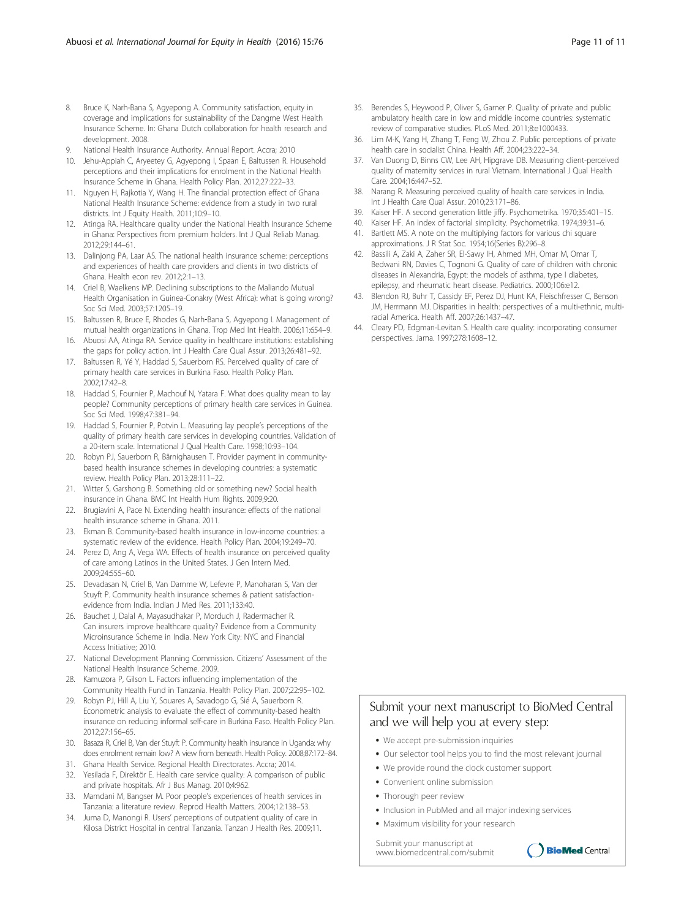8. Bruce K, Narh-Bana S, Agyepong A. Community satisfaction, equity in coverage and implications for sustainability of the Dangme West Health Insurance Scheme. In: Ghana Dutch collaboration for health research and development. 2008.
9. National Health Insurance Authority. Annual Report. Accra; 2010
10. Jehu-Appiah C, Aryeetey G, Agyepong I, Spaan E, Baltussen R. Household perceptions and their implications for enrolment in the National Health Insurance Scheme in Ghana. Health Policy Plan. 2012;27:222–33.
11. Nguyen H, Rajkotia Y, Wang H. The financial protection effect of Ghana National Health Insurance Scheme: evidence from a study in two rural districts. Int J Equity Health. 2011;10:9–10.
12. Atinga RA. Healthcare quality under the National Health Insurance Scheme in Ghana: Perspectives from premium holders. Int J Qual Reliab Manag. 2012;29:144–61.
13. Dalinjong PA, Laar AS. The national health insurance scheme: perceptions and experiences of health care providers and clients in two districts of Ghana. Health econ rev. 2012;2:1–13.
14. Criel B, Waelkens MP. Declining subscriptions to the Maliando Mutual Health Organisation in Guinea-Conakry (West Africa): what is going wrong? Soc Sci Med. 2003;57:1205–19.
15. Baltussen R, Bruce E, Rhodes G, Narh-Bana S, Agyepong I. Management of mutual health organizations in Ghana. Trop Med Int Health. 2006;11:654–9.
16. Abuosi AA, Atinga RA. Service quality in healthcare institutions: establishing the gaps for policy action. Int J Health Care Qual Assur. 2013;26:481–92.
17. Baltussen R, Yé Y, Haddad S, Sauerborn RS. Perceived quality of care of primary health care services in Burkina Faso. Health Policy Plan. 2002;17:42–8.
18. Haddad S, Fournier P, Machouf N, Yatara F. What does quality mean to lay people? Community perceptions of primary health care services in Guinea. Soc Sci Med. 1998;47:381–94.
19. Haddad S, Fournier P, Potvin L. Measuring lay people's perceptions of the quality of primary health care services in developing countries. Validation of a 20-item scale. International J Qual Health Care. 1998;10:93–104.
20. Robyn PJ, Sauerborn R, Bärnighausen T. Provider payment in community-based health insurance schemes in developing countries: a systematic review. Health Policy Plan. 2013;28:111–22.
21. Witter S, Garshong B. Something old or something new? Social health insurance in Ghana. BMC Int Health Hum Rights. 2009;9:20.
22. Brugiavini A, Pace N. Extending health insurance: effects of the national health insurance scheme in Ghana. 2011.
23. Ekman B. Community-based health insurance in low-income countries: a systematic review of the evidence. Health Policy Plan. 2004;19:249–70.
24. Perez D, Ang A, Vega WA. Effects of health insurance on perceived quality of care among Latinos in the United States. J Gen Intern Med. 2009;24:555–60.
25. Devadasan N, Criel B, Van Damme W, Lefevre P, Manoharan S, Van der Stuyft P. Community health insurance schemes & patient satisfaction-evidence from India. Indian J Med Res. 2011;133:40.
26. Bauchet J, Dalal A, Mayasudhakar P, Morduch J, Radermacher R. Can insurers improve healthcare quality? Evidence from a Community Microinsurance Scheme in India. New York City: NYC and Financial Access Initiative; 2010.
27. National Development Planning Commission. Citizens' Assessment of the National Health Insurance Scheme. 2009.
28. Kamuzora P, Gilson L. Factors influencing implementation of the Community Health Fund in Tanzania. Health Policy Plan. 2007;22:95–102.
29. Robyn PJ, Hill A, Liu Y, Souares A, Savadogo G, Sié A, Sauerborn R. Econometric analysis to evaluate the effect of community-based health insurance on reducing informal self-care in Burkina Faso. Health Policy Plan. 2012;27:156–65.
30. Basaza R, Criel B, Van der Stuyft P. Community health insurance in Uganda: why does enrolment remain low? A view from beneath. Health Policy. 2008;87:172–84.
31. Ghana Health Service. Regional Health Directorates. Accra; 2014.
32. Yesilada F, Direktör E. Health care service quality: A comparison of public and private hospitals. Afr J Bus Manag. 2010;4:962.
33. Mamdani M, Bangser M. Poor people's experiences of health services in Tanzania: a literature review. Reprod Health Matters. 2004;12:138–53.
34. Juma D, Manongi R. Users' perceptions of outpatient quality of care in Kilosa District Hospital in central Tanzania. Tanzan J Health Res. 2009;11.
35. Berendes S, Heywood P, Oliver S, Garner P. Quality of private and public ambulatory health care in low and middle income countries: systematic review of comparative studies. PLoS Med. 2011;8:e1000433.
36. Lim M-K, Yang H, Zhang T, Feng W, Zhou Z. Public perceptions of private health care in socialist China. Health Aff. 2004;23:222–34.
37. Van Duong D, Binns CW, Lee AH, Hipgrave DB. Measuring client-perceived quality of maternity services in rural Vietnam. International J Qual Health Care. 2004;16:447–52.
38. Narang R. Measuring perceived quality of health care services in India. Int J Health Care Qual Assur. 2010;23:171–86.
39. Kaiser HF. A second generation little jiffy. Psychometrika. 1970;35:401–15.
40. Kaiser HF. An index of factorial simplicity. Psychometrika. 1974;39:31–6.
41. Bartlett MS. A note on the multiplying factors for various chi square approximations. J R Stat Soc. 1954;16(Series B):296–8.
42. Bassili A, Zaki A, Zaher SR, El-Sawy IH, Ahmed MH, Omar M, Omar T, Bedwani RN, Davies C, Tognoni G. Quality of care of children with chronic diseases in Alexandria, Egypt: the models of asthma, type I diabetes, epilepsy, and rheumatic heart disease. Pediatrics. 2000;106:e12.
43. Blendon RJ, Buhr T, Cassidy EF, Perez DJ, Hunt KA, Fleischfresser C, Benson JM, Herrmann MJ. Disparities in health: perspectives of a multi-ethnic, multi-racial America. Health Aff. 2007;26:1437–47.
44. Cleary PD, Edgman-Levitan S. Health care quality: incorporating consumer perspectives. Jama. 1997;278:1608–12.

Submit your next manuscript to BioMed Central and we will help you at every step:

- We accept pre-submission inquiries
- Our selector tool helps you to find the most relevant journal
- We provide round the clock customer support
- Convenient online submission
- Thorough peer review
- Inclusion in PubMed and all major indexing services
- Maximum visibility for your research

Submit your manuscript at
www.biomedcentral.com/submit

BioMed Central